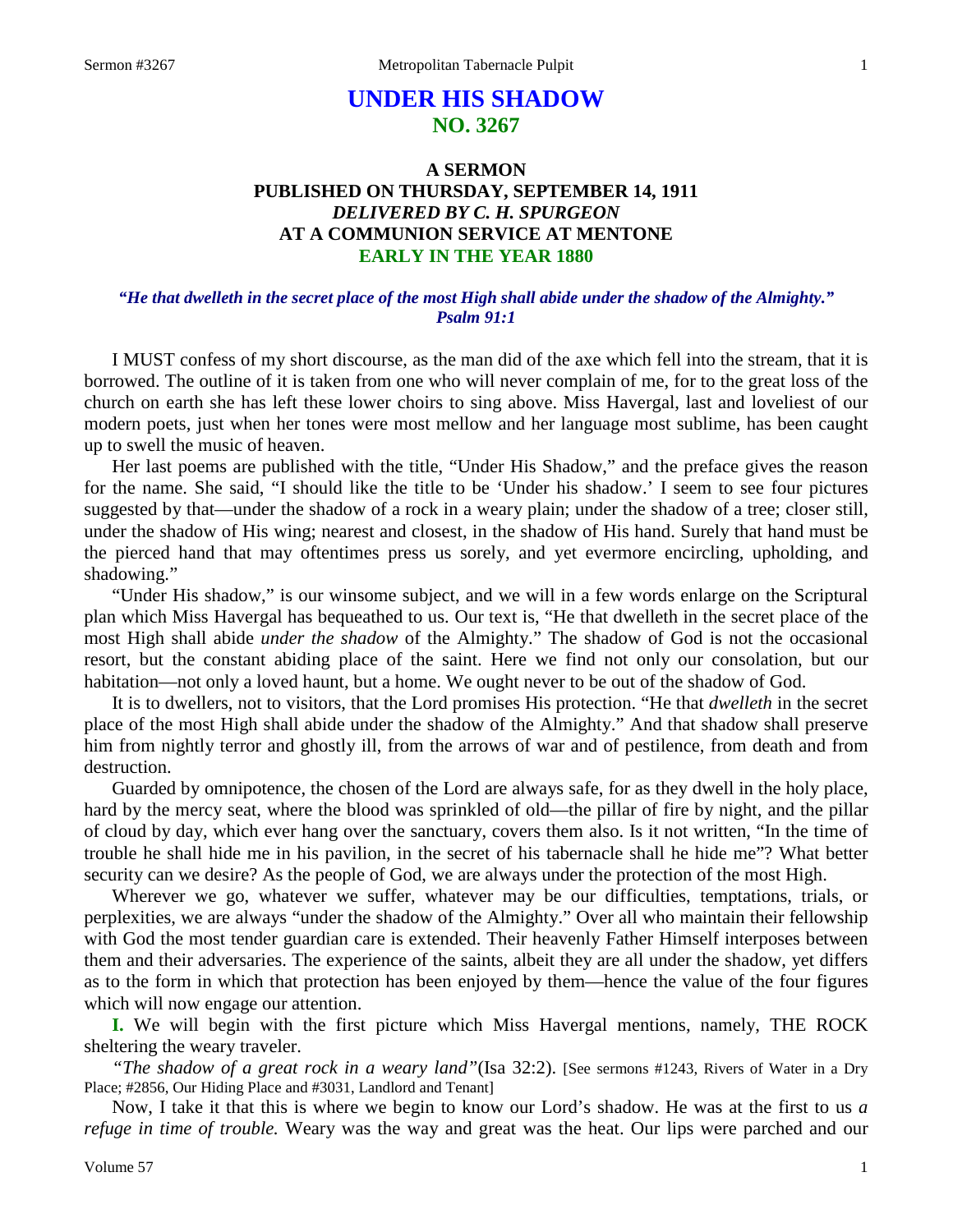# UNDER HIS SHADOW
## NO. 3267

### A SERMON
### PUBLISHED ON THURSDAY, SEPTEMBER 14, 1911
### *DELIVERED BY C. H. SPURGEON*
### AT A COMMUNION SERVICE AT MENTONE
### EARLY IN THE YEAR 1880

***"He that dwelleth in the secret place of the most High shall abide under the shadow of the Almighty." Psalm 91:1***

I MUST confess of my short discourse, as the man did of the axe which fell into the stream, that it is borrowed. The outline of it is taken from one who will never complain of me, for to the great loss of the church on earth she has left these lower choirs to sing above. Miss Havergal, last and loveliest of our modern poets, just when her tones were most mellow and her language most sublime, has been caught up to swell the music of heaven.

Her last poems are published with the title, "Under His Shadow," and the preface gives the reason for the name. She said, "I should like the title to be 'Under his shadow.' I seem to see four pictures suggested by that—under the shadow of a rock in a weary plain; under the shadow of a tree; closer still, under the shadow of His wing; nearest and closest, in the shadow of His hand. Surely that hand must be the pierced hand that may oftentimes press us sorely, and yet evermore encircling, upholding, and shadowing."

"Under His shadow," is our winsome subject, and we will in a few words enlarge on the Scriptural plan which Miss Havergal has bequeathed to us. Our text is, "He that dwelleth in the secret place of the most High shall abide *under the shadow* of the Almighty." The shadow of God is not the occasional resort, but the constant abiding place of the saint. Here we find not only our consolation, but our habitation—not only a loved haunt, but a home. We ought never to be out of the shadow of God.

It is to dwellers, not to visitors, that the Lord promises His protection. "He that *dwelleth* in the secret place of the most High shall abide under the shadow of the Almighty." And that shadow shall preserve him from nightly terror and ghostly ill, from the arrows of war and of pestilence, from death and from destruction.

Guarded by omnipotence, the chosen of the Lord are always safe, for as they dwell in the holy place, hard by the mercy seat, where the blood was sprinkled of old—the pillar of fire by night, and the pillar of cloud by day, which ever hang over the sanctuary, covers them also. Is it not written, "In the time of trouble he shall hide me in his pavilion, in the secret of his tabernacle shall he hide me"? What better security can we desire? As the people of God, we are always under the protection of the most High.

Wherever we go, whatever we suffer, whatever may be our difficulties, temptations, trials, or perplexities, we are always "under the shadow of the Almighty." Over all who maintain their fellowship with God the most tender guardian care is extended. Their heavenly Father Himself interposes between them and their adversaries. The experience of the saints, albeit they are all under the shadow, yet differs as to the form in which that protection has been enjoyed by them—hence the value of the four figures which will now engage our attention.

**I.** We will begin with the first picture which Miss Havergal mentions, namely, THE ROCK sheltering the weary traveler.

*"The shadow of a great rock in a weary land"*(Isa 32:2). [See sermons #1243, Rivers of Water in a Dry Place; #2856, Our Hiding Place and #3031, Landlord and Tenant]

Now, I take it that this is where we begin to know our Lord's shadow. He was at the first to us *a refuge in time of trouble.* Weary was the way and great was the heat. Our lips were parched and our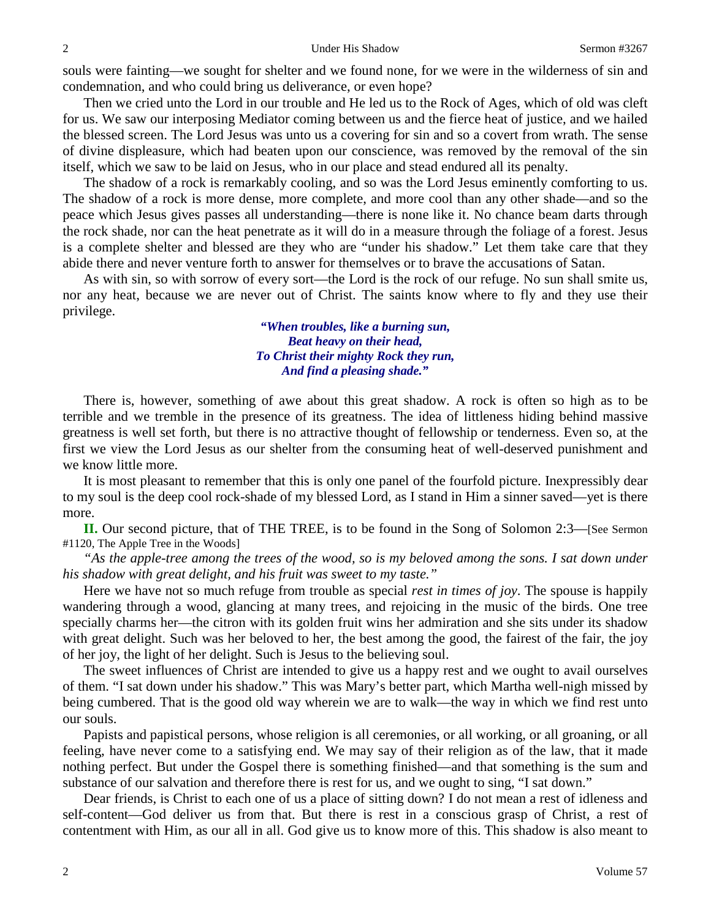souls were fainting—we sought for shelter and we found none, for we were in the wilderness of sin and condemnation, and who could bring us deliverance, or even hope?

Then we cried unto the Lord in our trouble and He led us to the Rock of Ages, which of old was cleft for us. We saw our interposing Mediator coming between us and the fierce heat of justice, and we hailed the blessed screen. The Lord Jesus was unto us a covering for sin and so a covert from wrath. The sense of divine displeasure, which had beaten upon our conscience, was removed by the removal of the sin itself, which we saw to be laid on Jesus, who in our place and stead endured all its penalty.

The shadow of a rock is remarkably cooling, and so was the Lord Jesus eminently comforting to us. The shadow of a rock is more dense, more complete, and more cool than any other shade—and so the peace which Jesus gives passes all understanding—there is none like it. No chance beam darts through the rock shade, nor can the heat penetrate as it will do in a measure through the foliage of a forest. Jesus is a complete shelter and blessed are they who are "under his shadow." Let them take care that they abide there and never venture forth to answer for themselves or to brave the accusations of Satan.

As with sin, so with sorrow of every sort—the Lord is the rock of our refuge. No sun shall smite us, nor any heat, because we are never out of Christ. The saints know where to fly and they use their privilege.

> ***"When troubles, like a burning sun,***
> ***Beat heavy on their head,***
> ***To Christ their mighty Rock they run,***
> ***And find a pleasing shade."***

There is, however, something of awe about this great shadow. A rock is often so high as to be terrible and we tremble in the presence of its greatness. The idea of littleness hiding behind massive greatness is well set forth, but there is no attractive thought of fellowship or tenderness. Even so, at the first we view the Lord Jesus as our shelter from the consuming heat of well-deserved punishment and we know little more.

It is most pleasant to remember that this is only one panel of the fourfold picture. Inexpressibly dear to my soul is the deep cool rock-shade of my blessed Lord, as I stand in Him a sinner saved—yet is there more.

**II.** Our second picture, that of THE TREE, is to be found in the Song of Solomon 2:3—[See Sermon #1120, The Apple Tree in the Woods]

*"As the apple-tree among the trees of the wood, so is my beloved among the sons. I sat down under his shadow with great delight, and his fruit was sweet to my taste."*

Here we have not so much refuge from trouble as special *rest in times of joy*. The spouse is happily wandering through a wood, glancing at many trees, and rejoicing in the music of the birds. One tree specially charms her—the citron with its golden fruit wins her admiration and she sits under its shadow with great delight. Such was her beloved to her, the best among the good, the fairest of the fair, the joy of her joy, the light of her delight. Such is Jesus to the believing soul.

The sweet influences of Christ are intended to give us a happy rest and we ought to avail ourselves of them. "I sat down under his shadow." This was Mary's better part, which Martha well-nigh missed by being cumbered. That is the good old way wherein we are to walk—the way in which we find rest unto our souls.

Papists and papistical persons, whose religion is all ceremonies, or all working, or all groaning, or all feeling, have never come to a satisfying end. We may say of their religion as of the law, that it made nothing perfect. But under the Gospel there is something finished—and that something is the sum and substance of our salvation and therefore there is rest for us, and we ought to sing, "I sat down."

Dear friends, is Christ to each one of us a place of sitting down? I do not mean a rest of idleness and self-content—God deliver us from that. But there is rest in a conscious grasp of Christ, a rest of contentment with Him, as our all in all. God give us to know more of this. This shadow is also meant to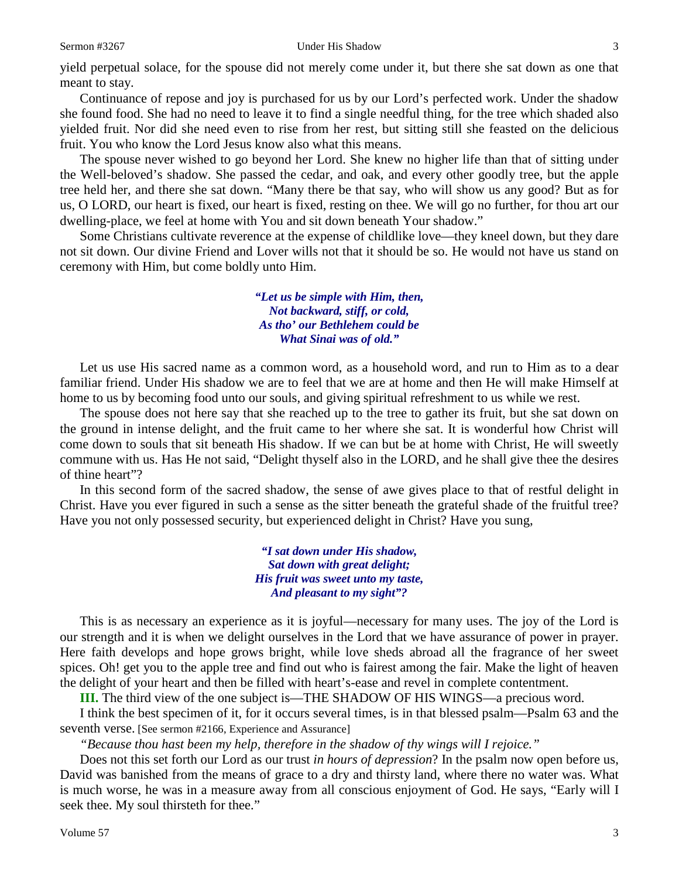yield perpetual solace, for the spouse did not merely come under it, but there she sat down as one that meant to stay.

Continuance of repose and joy is purchased for us by our Lord's perfected work. Under the shadow she found food. She had no need to leave it to find a single needful thing, for the tree which shaded also yielded fruit. Nor did she need even to rise from her rest, but sitting still she feasted on the delicious fruit. You who know the Lord Jesus know also what this means.

The spouse never wished to go beyond her Lord. She knew no higher life than that of sitting under the Well-beloved's shadow. She passed the cedar, and oak, and every other goodly tree, but the apple tree held her, and there she sat down. "Many there be that say, who will show us any good? But as for us, O LORD, our heart is fixed, our heart is fixed, resting on thee. We will go no further, for thou art our dwelling-place, we feel at home with You and sit down beneath Your shadow."

Some Christians cultivate reverence at the expense of childlike love—they kneel down, but they dare not sit down. Our divine Friend and Lover wills not that it should be so. He would not have us stand on ceremony with Him, but come boldly unto Him.

> ***"Let us be simple with Him, then,***
> ***Not backward, stiff, or cold,***
> ***As tho' our Bethlehem could be***
> ***What Sinai was of old."***

Let us use His sacred name as a common word, as a household word, and run to Him as to a dear familiar friend. Under His shadow we are to feel that we are at home and then He will make Himself at home to us by becoming food unto our souls, and giving spiritual refreshment to us while we rest.

The spouse does not here say that she reached up to the tree to gather its fruit, but she sat down on the ground in intense delight, and the fruit came to her where she sat. It is wonderful how Christ will come down to souls that sit beneath His shadow. If we can but be at home with Christ, He will sweetly commune with us. Has He not said, "Delight thyself also in the LORD, and he shall give thee the desires of thine heart"?

In this second form of the sacred shadow, the sense of awe gives place to that of restful delight in Christ. Have you ever figured in such a sense as the sitter beneath the grateful shade of the fruitful tree? Have you not only possessed security, but experienced delight in Christ? Have you sung,

> ***"I sat down under His shadow,***
> ***Sat down with great delight;***
> ***His fruit was sweet unto my taste,***
> ***And pleasant to my sight"?***

This is as necessary an experience as it is joyful—necessary for many uses. The joy of the Lord is our strength and it is when we delight ourselves in the Lord that we have assurance of power in prayer. Here faith develops and hope grows bright, while love sheds abroad all the fragrance of her sweet spices. Oh! get you to the apple tree and find out who is fairest among the fair. Make the light of heaven the delight of your heart and then be filled with heart's-ease and revel in complete contentment.

**III.** The third view of the one subject is—THE SHADOW OF HIS WINGS—a precious word.

I think the best specimen of it, for it occurs several times, is in that blessed psalm—Psalm 63 and the seventh verse. [See sermon #2166, Experience and Assurance]

*"Because thou hast been my help, therefore in the shadow of thy wings will I rejoice."*

Does not this set forth our Lord as our trust *in hours of depression*? In the psalm now open before us, David was banished from the means of grace to a dry and thirsty land, where there no water was. What is much worse, he was in a measure away from all conscious enjoyment of God. He says, "Early will I seek thee. My soul thirsteth for thee."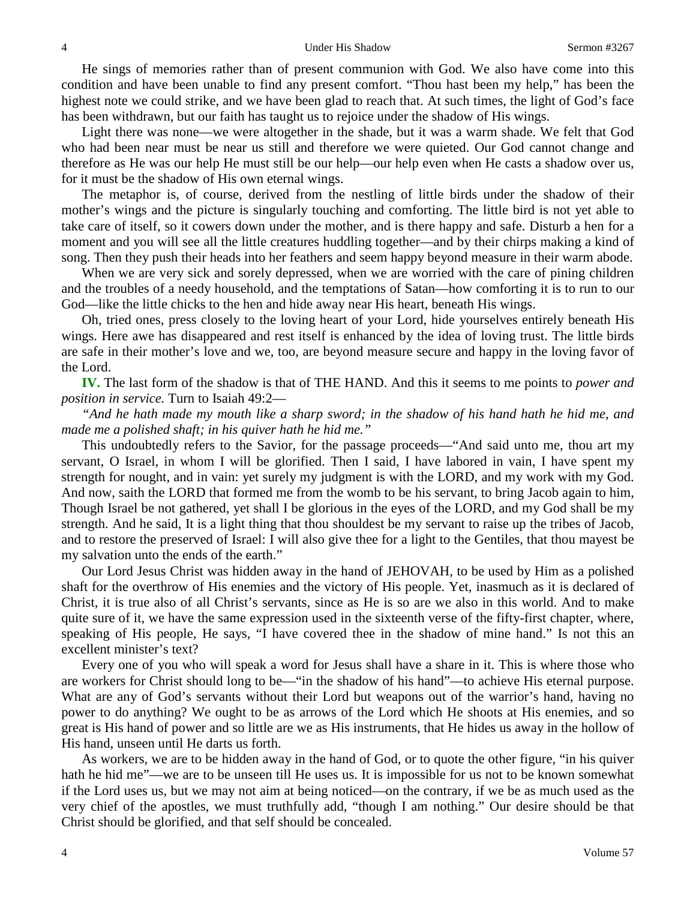He sings of memories rather than of present communion with God. We also have come into this condition and have been unable to find any present comfort. "Thou hast been my help," has been the highest note we could strike, and we have been glad to reach that. At such times, the light of God's face has been withdrawn, but our faith has taught us to rejoice under the shadow of His wings.

Light there was none—we were altogether in the shade, but it was a warm shade. We felt that God who had been near must be near us still and therefore we were quieted. Our God cannot change and therefore as He was our help He must still be our help—our help even when He casts a shadow over us, for it must be the shadow of His own eternal wings.

The metaphor is, of course, derived from the nestling of little birds under the shadow of their mother's wings and the picture is singularly touching and comforting. The little bird is not yet able to take care of itself, so it cowers down under the mother, and is there happy and safe. Disturb a hen for a moment and you will see all the little creatures huddling together—and by their chirps making a kind of song. Then they push their heads into her feathers and seem happy beyond measure in their warm abode.

When we are very sick and sorely depressed, when we are worried with the care of pining children and the troubles of a needy household, and the temptations of Satan—how comforting it is to run to our God—like the little chicks to the hen and hide away near His heart, beneath His wings.

Oh, tried ones, press closely to the loving heart of your Lord, hide yourselves entirely beneath His wings. Here awe has disappeared and rest itself is enhanced by the idea of loving trust. The little birds are safe in their mother's love and we, too, are beyond measure secure and happy in the loving favor of the Lord.

**IV.** The last form of the shadow is that of THE HAND. And this it seems to me points to *power and position in service.* Turn to Isaiah 49:2—

*"And he hath made my mouth like a sharp sword; in the shadow of his hand hath he hid me, and made me a polished shaft; in his quiver hath he hid me."*

This undoubtedly refers to the Savior, for the passage proceeds—"And said unto me, thou art my servant, O Israel, in whom I will be glorified. Then I said, I have labored in vain, I have spent my strength for nought, and in vain: yet surely my judgment is with the LORD, and my work with my God. And now, saith the LORD that formed me from the womb to be his servant, to bring Jacob again to him, Though Israel be not gathered, yet shall I be glorious in the eyes of the LORD, and my God shall be my strength. And he said, It is a light thing that thou shouldest be my servant to raise up the tribes of Jacob, and to restore the preserved of Israel: I will also give thee for a light to the Gentiles, that thou mayest be my salvation unto the ends of the earth."

Our Lord Jesus Christ was hidden away in the hand of JEHOVAH, to be used by Him as a polished shaft for the overthrow of His enemies and the victory of His people. Yet, inasmuch as it is declared of Christ, it is true also of all Christ's servants, since as He is so are we also in this world. And to make quite sure of it, we have the same expression used in the sixteenth verse of the fifty-first chapter, where, speaking of His people, He says, "I have covered thee in the shadow of mine hand." Is not this an excellent minister's text?

Every one of you who will speak a word for Jesus shall have a share in it. This is where those who are workers for Christ should long to be—"in the shadow of his hand"—to achieve His eternal purpose. What are any of God's servants without their Lord but weapons out of the warrior's hand, having no power to do anything? We ought to be as arrows of the Lord which He shoots at His enemies, and so great is His hand of power and so little are we as His instruments, that He hides us away in the hollow of His hand, unseen until He darts us forth.

As workers, we are to be hidden away in the hand of God, or to quote the other figure, "in his quiver hath he hid me"—we are to be unseen till He uses us. It is impossible for us not to be known somewhat if the Lord uses us, but we may not aim at being noticed—on the contrary, if we be as much used as the very chief of the apostles, we must truthfully add, "though I am nothing." Our desire should be that Christ should be glorified, and that self should be concealed.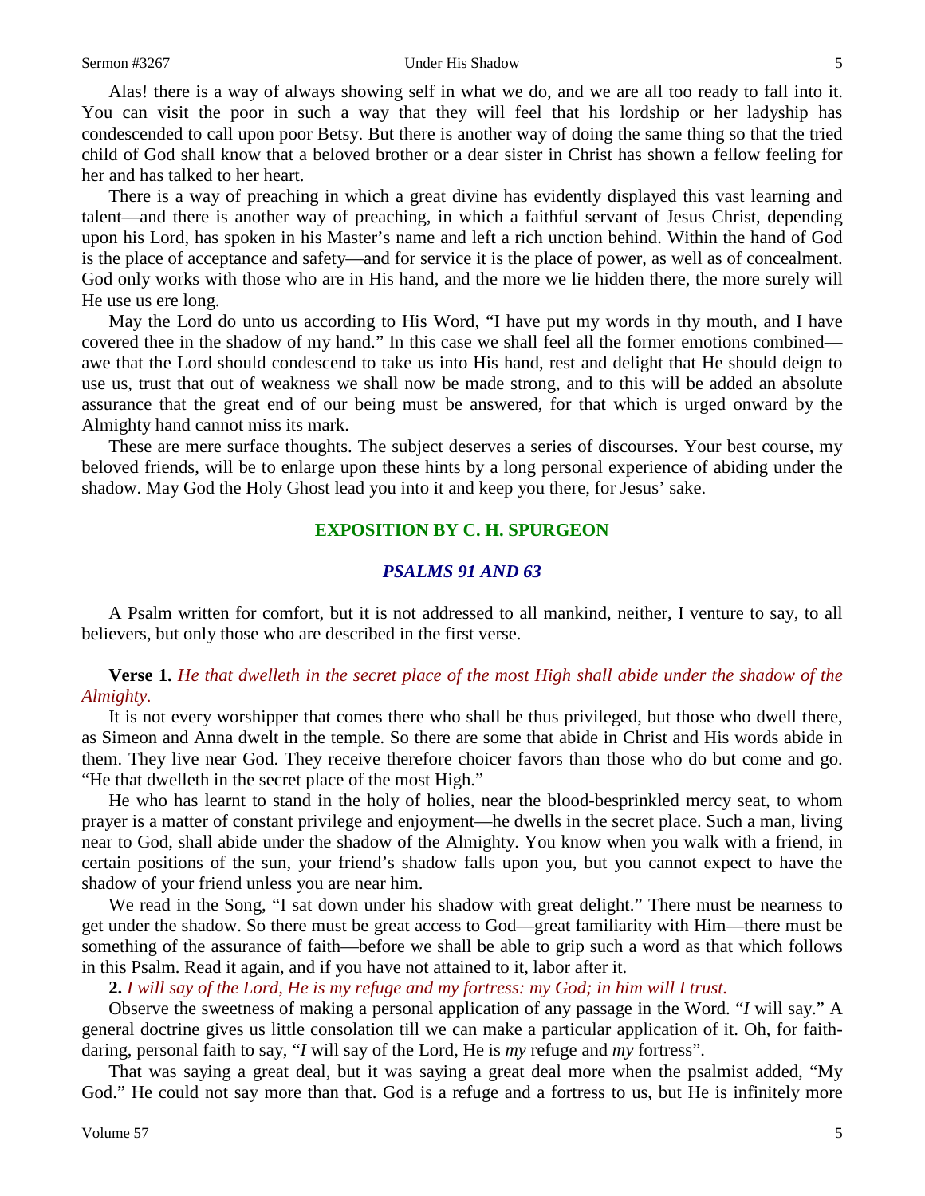Alas! there is a way of always showing self in what we do, and we are all too ready to fall into it. You can visit the poor in such a way that they will feel that his lordship or her ladyship has condescended to call upon poor Betsy. But there is another way of doing the same thing so that the tried child of God shall know that a beloved brother or a dear sister in Christ has shown a fellow feeling for her and has talked to her heart.

There is a way of preaching in which a great divine has evidently displayed this vast learning and talent—and there is another way of preaching, in which a faithful servant of Jesus Christ, depending upon his Lord, has spoken in his Master's name and left a rich unction behind. Within the hand of God is the place of acceptance and safety—and for service it is the place of power, as well as of concealment. God only works with those who are in His hand, and the more we lie hidden there, the more surely will He use us ere long.

May the Lord do unto us according to His Word, "I have put my words in thy mouth, and I have covered thee in the shadow of my hand." In this case we shall feel all the former emotions combined—awe that the Lord should condescend to take us into His hand, rest and delight that He should deign to use us, trust that out of weakness we shall now be made strong, and to this will be added an absolute assurance that the great end of our being must be answered, for that which is urged onward by the Almighty hand cannot miss its mark.

These are mere surface thoughts. The subject deserves a series of discourses. Your best course, my beloved friends, will be to enlarge upon these hints by a long personal experience of abiding under the shadow. May God the Holy Ghost lead you into it and keep you there, for Jesus' sake.

## EXPOSITION BY C. H. SPURGEON

### *PSALMS 91 AND 63*

A Psalm written for comfort, but it is not addressed to all mankind, neither, I venture to say, to all believers, but only those who are described in the first verse.

**Verse 1.** *He that dwelleth in the secret place of the most High shall abide under the shadow of the Almighty.*

It is not every worshipper that comes there who shall be thus privileged, but those who dwell there, as Simeon and Anna dwelt in the temple. So there are some that abide in Christ and His words abide in them. They live near God. They receive therefore choicer favors than those who do but come and go. "He that dwelleth in the secret place of the most High."

He who has learnt to stand in the holy of holies, near the blood-besprinkled mercy seat, to whom prayer is a matter of constant privilege and enjoyment—he dwells in the secret place. Such a man, living near to God, shall abide under the shadow of the Almighty. You know when you walk with a friend, in certain positions of the sun, your friend's shadow falls upon you, but you cannot expect to have the shadow of your friend unless you are near him.

We read in the Song, "I sat down under his shadow with great delight." There must be nearness to get under the shadow. So there must be great access to God—great familiarity with Him—there must be something of the assurance of faith—before we shall be able to grip such a word as that which follows in this Psalm. Read it again, and if you have not attained to it, labor after it.

**2.** *I will say of the Lord, He is my refuge and my fortress: my God; in him will I trust.*

Observe the sweetness of making a personal application of any passage in the Word. "*I* will say." A general doctrine gives us little consolation till we can make a particular application of it. Oh, for faith-daring, personal faith to say, "*I* will say of the Lord, He is *my* refuge and *my* fortress".

That was saying a great deal, but it was saying a great deal more when the psalmist added, "My God." He could not say more than that. God is a refuge and a fortress to us, but He is infinitely more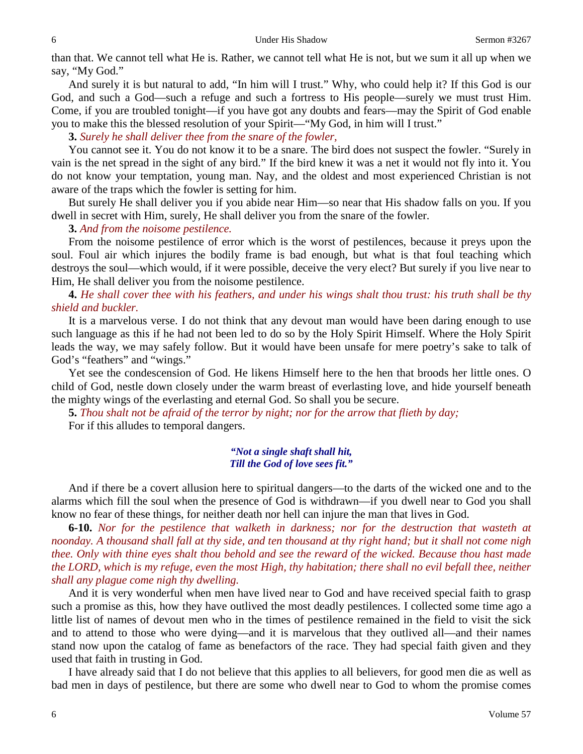than that. We cannot tell what He is. Rather, we cannot tell what He is not, but we sum it all up when we say, "My God."

And surely it is but natural to add, "In him will I trust." Why, who could help it? If this God is our God, and such a God—such a refuge and such a fortress to His people—surely we must trust Him. Come, if you are troubled tonight—if you have got any doubts and fears—may the Spirit of God enable you to make this the blessed resolution of your Spirit—"My God, in him will I trust."

**3.** *Surely he shall deliver thee from the snare of the fowler,*

You cannot see it. You do not know it to be a snare. The bird does not suspect the fowler. "Surely in vain is the net spread in the sight of any bird." If the bird knew it was a net it would not fly into it. You do not know your temptation, young man. Nay, and the oldest and most experienced Christian is not aware of the traps which the fowler is setting for him.

But surely He shall deliver you if you abide near Him—so near that His shadow falls on you. If you dwell in secret with Him, surely, He shall deliver you from the snare of the fowler.

**3.** *And from the noisome pestilence.*

From the noisome pestilence of error which is the worst of pestilences, because it preys upon the soul. Foul air which injures the bodily frame is bad enough, but what is that foul teaching which destroys the soul—which would, if it were possible, deceive the very elect? But surely if you live near to Him, He shall deliver you from the noisome pestilence.

**4.** *He shall cover thee with his feathers, and under his wings shalt thou trust: his truth shall be thy shield and buckler.*

It is a marvelous verse. I do not think that any devout man would have been daring enough to use such language as this if he had not been led to do so by the Holy Spirit Himself. Where the Holy Spirit leads the way, we may safely follow. But it would have been unsafe for mere poetry's sake to talk of God's "feathers" and "wings."

Yet see the condescension of God. He likens Himself here to the hen that broods her little ones. O child of God, nestle down closely under the warm breast of everlasting love, and hide yourself beneath the mighty wings of the everlasting and eternal God. So shall you be secure.

**5.** *Thou shalt not be afraid of the terror by night; nor for the arrow that flieth by day;*

For if this alludes to temporal dangers.

> ***"Not a single shaft shall hit,***
> ***Till the God of love sees fit."***

And if there be a covert allusion here to spiritual dangers—to the darts of the wicked one and to the alarms which fill the soul when the presence of God is withdrawn—if you dwell near to God you shall know no fear of these things, for neither death nor hell can injure the man that lives in God.

**6-10.** *Nor for the pestilence that walketh in darkness; nor for the destruction that wasteth at noonday. A thousand shall fall at thy side, and ten thousand at thy right hand; but it shall not come nigh thee. Only with thine eyes shalt thou behold and see the reward of the wicked. Because thou hast made the LORD, which is my refuge, even the most High, thy habitation; there shall no evil befall thee, neither shall any plague come nigh thy dwelling.*

And it is very wonderful when men have lived near to God and have received special faith to grasp such a promise as this, how they have outlived the most deadly pestilences. I collected some time ago a little list of names of devout men who in the times of pestilence remained in the field to visit the sick and to attend to those who were dying—and it is marvelous that they outlived all—and their names stand now upon the catalog of fame as benefactors of the race. They had special faith given and they used that faith in trusting in God.

I have already said that I do not believe that this applies to all believers, for good men die as well as bad men in days of pestilence, but there are some who dwell near to God to whom the promise comes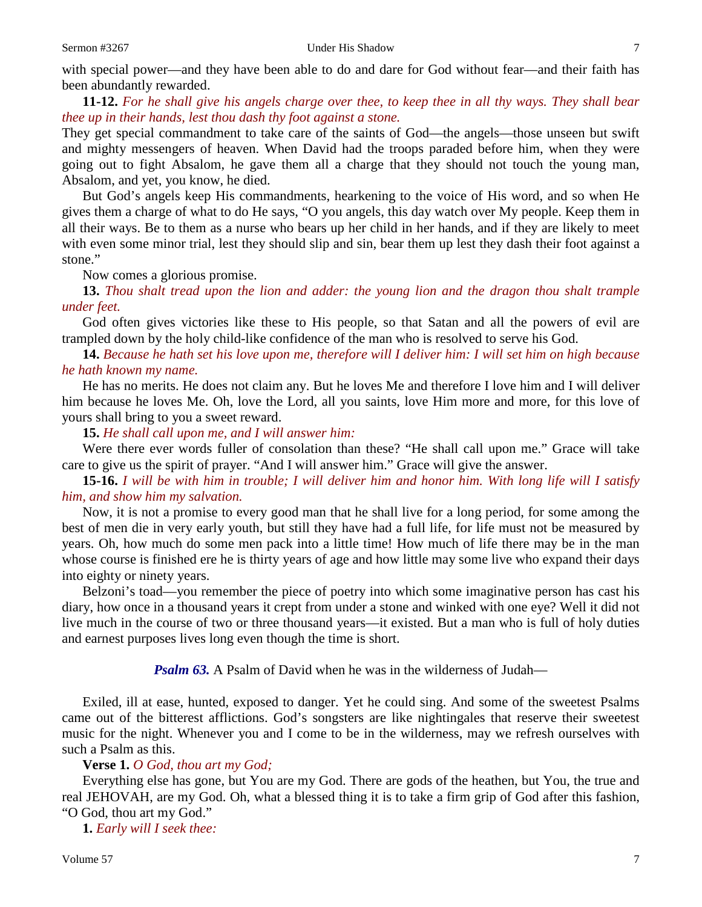with special power—and they have been able to do and dare for God without fear—and their faith has been abundantly rewarded.

**11-12.** *For he shall give his angels charge over thee, to keep thee in all thy ways. They shall bear thee up in their hands, lest thou dash thy foot against a stone.*

They get special commandment to take care of the saints of God—the angels—those unseen but swift and mighty messengers of heaven. When David had the troops paraded before him, when they were going out to fight Absalom, he gave them all a charge that they should not touch the young man, Absalom, and yet, you know, he died.

But God's angels keep His commandments, hearkening to the voice of His word, and so when He gives them a charge of what to do He says, "O you angels, this day watch over My people. Keep them in all their ways. Be to them as a nurse who bears up her child in her hands, and if they are likely to meet with even some minor trial, lest they should slip and sin, bear them up lest they dash their foot against a stone."

Now comes a glorious promise.

**13.** *Thou shalt tread upon the lion and adder: the young lion and the dragon thou shalt trample under feet.*

God often gives victories like these to His people, so that Satan and all the powers of evil are trampled down by the holy child-like confidence of the man who is resolved to serve his God.

**14.** *Because he hath set his love upon me, therefore will I deliver him: I will set him on high because he hath known my name.*

He has no merits. He does not claim any. But he loves Me and therefore I love him and I will deliver him because he loves Me. Oh, love the Lord, all you saints, love Him more and more, for this love of yours shall bring to you a sweet reward.

**15.** *He shall call upon me, and I will answer him:*

Were there ever words fuller of consolation than these? "He shall call upon me." Grace will take care to give us the spirit of prayer. "And I will answer him." Grace will give the answer.

**15-16.** *I will be with him in trouble; I will deliver him and honor him. With long life will I satisfy him, and show him my salvation.*

Now, it is not a promise to every good man that he shall live for a long period, for some among the best of men die in very early youth, but still they have had a full life, for life must not be measured by years. Oh, how much do some men pack into a little time! How much of life there may be in the man whose course is finished ere he is thirty years of age and how little may some live who expand their days into eighty or ninety years.

Belzoni's toad—you remember the piece of poetry into which some imaginative person has cast his diary, how once in a thousand years it crept from under a stone and winked with one eye? Well it did not live much in the course of two or three thousand years—it existed. But a man who is full of holy duties and earnest purposes lives long even though the time is short.

***Psalm 63.*** A Psalm of David when he was in the wilderness of Judah—

Exiled, ill at ease, hunted, exposed to danger. Yet he could sing. And some of the sweetest Psalms came out of the bitterest afflictions. God's songsters are like nightingales that reserve their sweetest music for the night. Whenever you and I come to be in the wilderness, may we refresh ourselves with such a Psalm as this.

**Verse 1.** *O God, thou art my God;*

Everything else has gone, but You are my God. There are gods of the heathen, but You, the true and real JEHOVAH, are my God. Oh, what a blessed thing it is to take a firm grip of God after this fashion, "O God, thou art my God."

**1.** *Early will I seek thee:*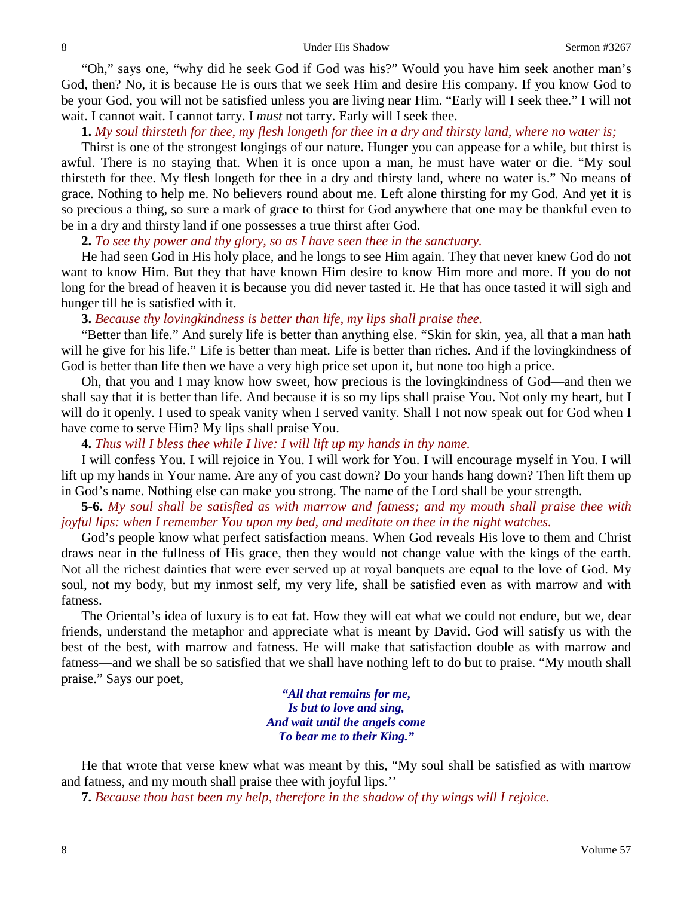"Oh," says one, "why did he seek God if God was his?" Would you have him seek another man's God, then? No, it is because He is ours that we seek Him and desire His company. If you know God to be your God, you will not be satisfied unless you are living near Him. "Early will I seek thee." I will not wait. I cannot wait. I cannot tarry. I *must* not tarry. Early will I seek thee.

**1.** *My soul thirsteth for thee, my flesh longeth for thee in a dry and thirsty land, where no water is;*

Thirst is one of the strongest longings of our nature. Hunger you can appease for a while, but thirst is awful. There is no staying that. When it is once upon a man, he must have water or die. "My soul thirsteth for thee. My flesh longeth for thee in a dry and thirsty land, where no water is." No means of grace. Nothing to help me. No believers round about me. Left alone thirsting for my God. And yet it is so precious a thing, so sure a mark of grace to thirst for God anywhere that one may be thankful even to be in a dry and thirsty land if one possesses a true thirst after God.

**2.** *To see thy power and thy glory, so as I have seen thee in the sanctuary.*

He had seen God in His holy place, and he longs to see Him again. They that never knew God do not want to know Him. But they that have known Him desire to know Him more and more. If you do not long for the bread of heaven it is because you did never tasted it. He that has once tasted it will sigh and hunger till he is satisfied with it.

**3.** *Because thy lovingkindness is better than life, my lips shall praise thee.*

"Better than life." And surely life is better than anything else. "Skin for skin, yea, all that a man hath will he give for his life." Life is better than meat. Life is better than riches. And if the lovingkindness of God is better than life then we have a very high price set upon it, but none too high a price.

Oh, that you and I may know how sweet, how precious is the lovingkindness of God—and then we shall say that it is better than life. And because it is so my lips shall praise You. Not only my heart, but I will do it openly. I used to speak vanity when I served vanity. Shall I not now speak out for God when I have come to serve Him? My lips shall praise You.

**4.** *Thus will I bless thee while I live: I will lift up my hands in thy name.*

I will confess You. I will rejoice in You. I will work for You. I will encourage myself in You. I will lift up my hands in Your name. Are any of you cast down? Do your hands hang down? Then lift them up in God's name. Nothing else can make you strong. The name of the Lord shall be your strength.

**5-6.** *My soul shall be satisfied as with marrow and fatness; and my mouth shall praise thee with joyful lips: when I remember You upon my bed, and meditate on thee in the night watches.*

God's people know what perfect satisfaction means. When God reveals His love to them and Christ draws near in the fullness of His grace, then they would not change value with the kings of the earth. Not all the richest dainties that were ever served up at royal banquets are equal to the love of God. My soul, not my body, but my inmost self, my very life, shall be satisfied even as with marrow and with fatness.

The Oriental's idea of luxury is to eat fat. How they will eat what we could not endure, but we, dear friends, understand the metaphor and appreciate what is meant by David. God will satisfy us with the best of the best, with marrow and fatness. He will make that satisfaction double as with marrow and fatness—and we shall be so satisfied that we shall have nothing left to do but to praise. "My mouth shall praise." Says our poet,

> ***"All that remains for me,***
> ***Is but to love and sing,***
> ***And wait until the angels come***
> ***To bear me to their King."***

He that wrote that verse knew what was meant by this, "My soul shall be satisfied as with marrow and fatness, and my mouth shall praise thee with joyful lips.''

**7.** *Because thou hast been my help, therefore in the shadow of thy wings will I rejoice.*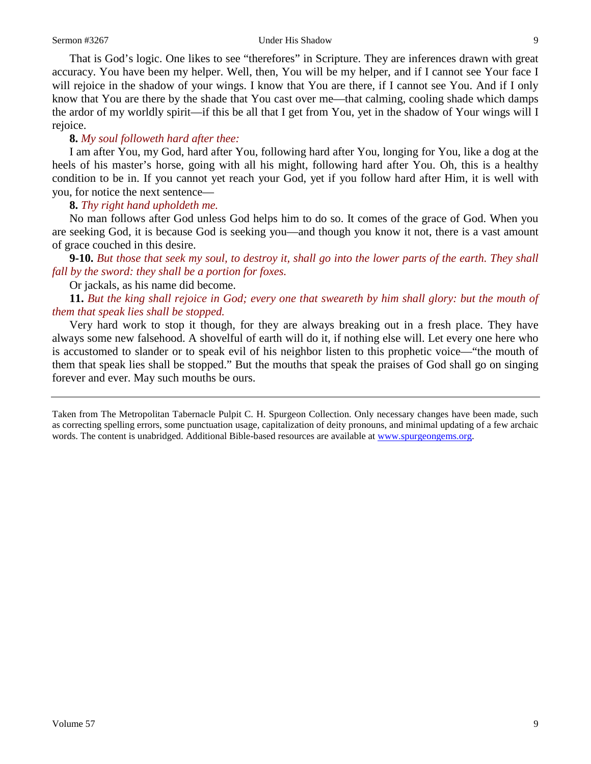That is God's logic. One likes to see "therefores" in Scripture. They are inferences drawn with great accuracy. You have been my helper. Well, then, You will be my helper, and if I cannot see Your face I will rejoice in the shadow of your wings. I know that You are there, if I cannot see You. And if I only know that You are there by the shade that You cast over me—that calming, cooling shade which damps the ardor of my worldly spirit—if this be all that I get from You, yet in the shadow of Your wings will I rejoice.

**8.** *My soul followeth hard after thee:*

I am after You, my God, hard after You, following hard after You, longing for You, like a dog at the heels of his master's horse, going with all his might, following hard after You. Oh, this is a healthy condition to be in. If you cannot yet reach your God, yet if you follow hard after Him, it is well with you, for notice the next sentence—

**8.** *Thy right hand upholdeth me.*

No man follows after God unless God helps him to do so. It comes of the grace of God. When you are seeking God, it is because God is seeking you—and though you know it not, there is a vast amount of grace couched in this desire.

**9-10.** *But those that seek my soul, to destroy it, shall go into the lower parts of the earth. They shall fall by the sword: they shall be a portion for foxes.*

Or jackals, as his name did become.

**11.** *But the king shall rejoice in God; every one that sweareth by him shall glory: but the mouth of them that speak lies shall be stopped.*

Very hard work to stop it though, for they are always breaking out in a fresh place. They have always some new falsehood. A shovelful of earth will do it, if nothing else will. Let every one here who is accustomed to slander or to speak evil of his neighbor listen to this prophetic voice—"the mouth of them that speak lies shall be stopped." But the mouths that speak the praises of God shall go on singing forever and ever. May such mouths be ours.

---

Taken from The Metropolitan Tabernacle Pulpit C. H. Spurgeon Collection. Only necessary changes have been made, such as correcting spelling errors, some punctuation usage, capitalization of deity pronouns, and minimal updating of a few archaic words. The content is unabridged. Additional Bible-based resources are available at www.spurgeongems.org.